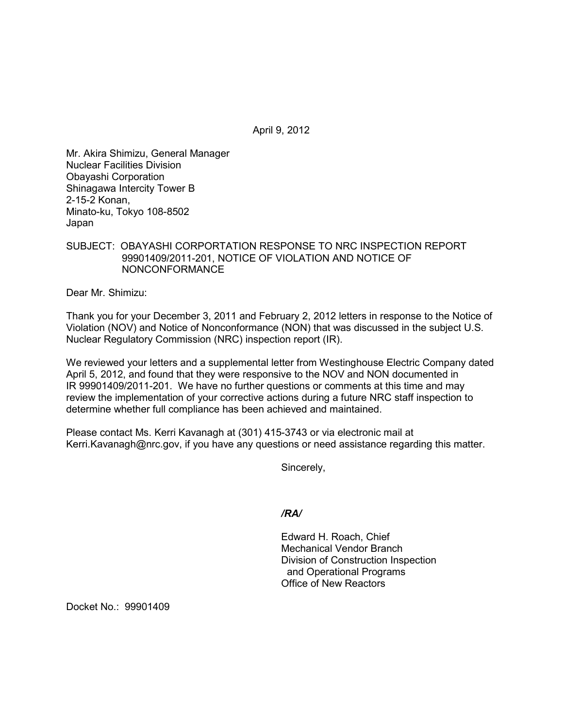April 9, 2012

Mr. Akira Shimizu, General Manager
Nuclear Facilities Division
Obayashi Corporation
Shinagawa Intercity Tower B
2-15-2 Konan,
Minato-ku, Tokyo 108-8502
Japan

SUBJECT: OBAYASHI CORPORTATION RESPONSE TO NRC INSPECTION REPORT 99901409/2011-201, NOTICE OF VIOLATION AND NOTICE OF NONCONFORMANCE

Dear Mr. Shimizu:

Thank you for your December 3, 2011 and February 2, 2012 letters in response to the Notice of Violation (NOV) and Notice of Nonconformance (NON) that was discussed in the subject U.S. Nuclear Regulatory Commission (NRC) inspection report (IR).

We reviewed your letters and a supplemental letter from Westinghouse Electric Company dated April 5, 2012, and found that they were responsive to the NOV and NON documented in IR 99901409/2011-201. We have no further questions or comments at this time and may review the implementation of your corrective actions during a future NRC staff inspection to determine whether full compliance has been achieved and maintained.

Please contact Ms. Kerri Kavanagh at (301) 415-3743 or via electronic mail at Kerri.Kavanagh@nrc.gov, if you have any questions or need assistance regarding this matter.

Sincerely,

*/RA/*

Edward H. Roach, Chief
Mechanical Vendor Branch
Division of Construction Inspection
and Operational Programs
Office of New Reactors

Docket No.: 99901409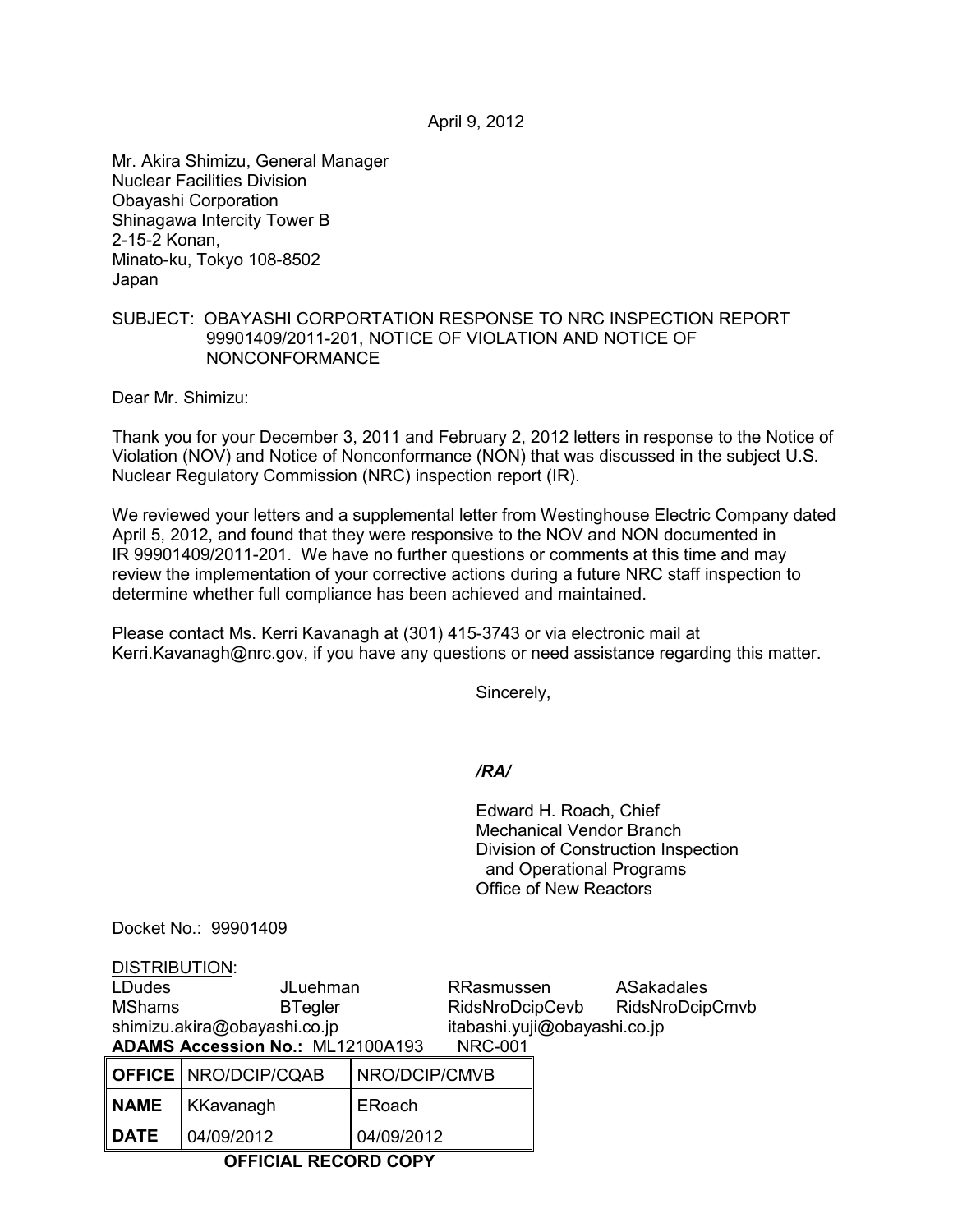April 9, 2012

Mr. Akira Shimizu, General Manager
Nuclear Facilities Division
Obayashi Corporation
Shinagawa Intercity Tower B
2-15-2 Konan,
Minato-ku, Tokyo 108-8502
Japan

SUBJECT: OBAYASHI CORPORTATION RESPONSE TO NRC INSPECTION REPORT 99901409/2011-201, NOTICE OF VIOLATION AND NOTICE OF NONCONFORMANCE

Dear Mr. Shimizu:

Thank you for your December 3, 2011 and February 2, 2012 letters in response to the Notice of Violation (NOV) and Notice of Nonconformance (NON) that was discussed in the subject U.S. Nuclear Regulatory Commission (NRC) inspection report (IR).

We reviewed your letters and a supplemental letter from Westinghouse Electric Company dated April 5, 2012, and found that they were responsive to the NOV and NON documented in IR 99901409/2011-201. We have no further questions or comments at this time and may review the implementation of your corrective actions during a future NRC staff inspection to determine whether full compliance has been achieved and maintained.

Please contact Ms. Kerri Kavanagh at (301) 415-3743 or via electronic mail at Kerri.Kavanagh@nrc.gov, if you have any questions or need assistance regarding this matter.

Sincerely,

*/RA/*

Edward H. Roach, Chief
Mechanical Vendor Branch
Division of Construction Inspection and Operational Programs
Office of New Reactors

Docket No.: 99901409

DISTRIBUTION:

| | | | |
|---|---|---|---|
| LDudes | JLuehman | RRasmussen | ASakadales |
| MShams | BTegler | RidsNroDcipCevb | RidsNroDcipCmvb |
| shimizu.akira@obayashi.co.jp | | itabashi.yuji@obayashi.co.jp | |

**ADAMS Accession No.:** ML12100A193 NRC-001

| **OFFICE** | NRO/DCIP/CQAB | NRO/DCIP/CMVB |
|---|---|---|
| **NAME** | KKavanagh | ERoach |
| **DATE** | 04/09/2012 | 04/09/2012 |

**OFFICIAL RECORD COPY**